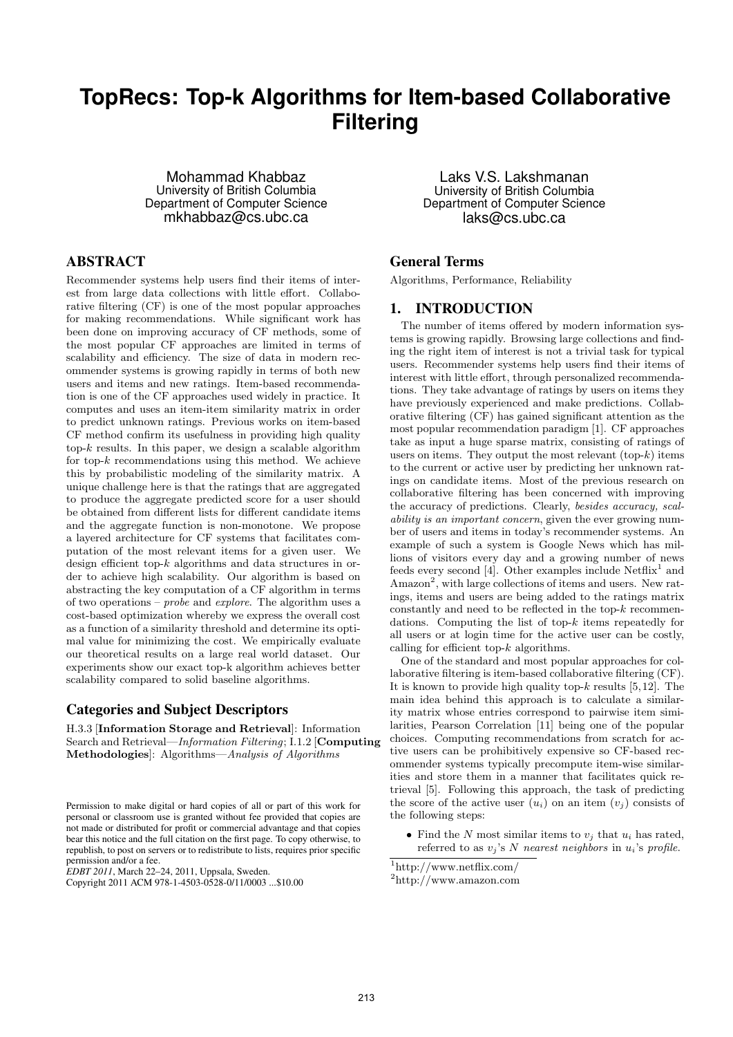# TopRecs: Top-k Algorithms for Item-based Collaborative Filtering

Mohammad Khabbaz
University of British Columbia
Department of Computer Science
mkhabbaz@cs.ubc.ca

Laks V.S. Lakshmanan
University of British Columbia
Department of Computer Science
laks@cs.ubc.ca

## ABSTRACT

Recommender systems help users find their items of interest from large data collections with little effort. Collaborative filtering (CF) is one of the most popular approaches for making recommendations. While significant work has been done on improving accuracy of CF methods, some of the most popular CF approaches are limited in terms of scalability and efficiency. The size of data in modern recommender systems is growing rapidly in terms of both new users and items and new ratings. Item-based recommendation is one of the CF approaches used widely in practice. It computes and uses an item-item similarity matrix in order to predict unknown ratings. Previous works on item-based CF method confirm its usefulness in providing high quality top-$k$ results. In this paper, we design a scalable algorithm for top-$k$ recommendations using this method. We achieve this by probabilistic modeling of the similarity matrix. A unique challenge here is that the ratings that are aggregated to produce the aggregate predicted score for a user should be obtained from different lists for different candidate items and the aggregate function is non-monotone. We propose a layered architecture for CF systems that facilitates computation of the most relevant items for a given user. We design efficient top-$k$ algorithms and data structures in order to achieve high scalability. Our algorithm is based on abstracting the key computation of a CF algorithm in terms of two operations – *probe* and *explore*. The algorithm uses a cost-based optimization whereby we express the overall cost as a function of a similarity threshold and determine its optimal value for minimizing the cost. We empirically evaluate our theoretical results on a large real world dataset. Our experiments show our exact top-k algorithm achieves better scalability compared to solid baseline algorithms.

### Categories and Subject Descriptors

H.3.3 [**Information Storage and Retrieval**]: Information Search and Retrieval—*Information Filtering*; I.1.2 [**Computing Methodologies**]: Algorithms—*Analysis of Algorithms*

Permission to make digital or hard copies of all or part of this work for personal or classroom use is granted without fee provided that copies are not made or distributed for profit or commercial advantage and that copies bear this notice and the full citation on the first page. To copy otherwise, to republish, to post on servers or to redistribute to lists, requires prior specific permission and/or a fee.
*EDBT 2011*, March 22–24, 2011, Uppsala, Sweden.
Copyright 2011 ACM 978-1-4503-0528-0/11/0003 ...$10.00

### General Terms

Algorithms, Performance, Reliability

## 1. INTRODUCTION

The number of items offered by modern information systems is growing rapidly. Browsing large collections and finding the right item of interest is not a trivial task for typical users. Recommender systems help users find their items of interest with little effort, through personalized recommendations. They take advantage of ratings by users on items they have previously experienced and make predictions. Collaborative filtering (CF) has gained significant attention as the most popular recommendation paradigm [1]. CF approaches take as input a huge sparse matrix, consisting of ratings of users on items. They output the most relevant (top-$k$) items to the current or active user by predicting her unknown ratings on candidate items. Most of the previous research on collaborative filtering has been concerned with improving the accuracy of predictions. Clearly, *besides accuracy, scalability is an important concern*, given the ever growing number of users and items in today's recommender systems. An example of such a system is Google News which has millions of visitors every day and a growing number of news feeds every second [4]. Other examples include Netflix[1] and Amazon[2], with large collections of items and users. New ratings, items and users are being added to the ratings matrix constantly and need to be reflected in the top-$k$ recommendations. Computing the list of top-$k$ items repeatedly for all users or at login time for the active user can be costly, calling for efficient top-$k$ algorithms.

One of the standard and most popular approaches for collaborative filtering is item-based collaborative filtering (CF). It is known to provide high quality top-$k$ results [5,12]. The main idea behind this approach is to calculate a similarity matrix whose entries correspond to pairwise item similarities, Pearson Correlation [11] being one of the popular choices. Computing recommendations from scratch for active users can be prohibitively expensive so CF-based recommender systems typically precompute item-wise similarities and store them in a manner that facilitates quick retrieval [5]. Following this approach, the task of predicting the score of the active user ($u_i$) on an item ($v_j$) consists of the following steps:

- Find the $N$ most similar items to $v_j$ that $u_i$ has rated, referred to as $v_j$'s $N$ *nearest neighbors* in $u_i$'s *profile*.

[1] http://www.netflix.com/
[2] http://www.amazon.com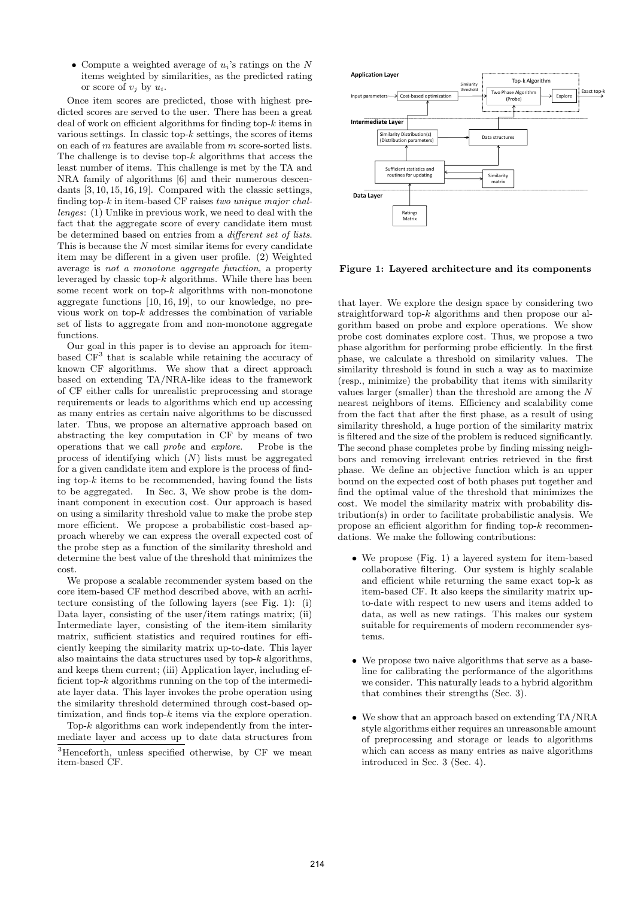- Compute a weighted average of $u_i$'s ratings on the $N$ items weighted by similarities, as the predicted rating or score of $v_j$ by $u_i$.

Once item scores are predicted, those with highest predicted scores are served to the user. There has been a great deal of work on efficient algorithms for finding top-$k$ items in various settings. In classic top-$k$ settings, the scores of items on each of $m$ features are available from $m$ score-sorted lists. The challenge is to devise top-$k$ algorithms that access the least number of items. This challenge is met by the TA and NRA family of algorithms [6] and their numerous descendants [3, 10, 15, 16, 19]. Compared with the classic settings, finding top-$k$ in item-based CF raises *two unique major challenges*: (1) Unlike in previous work, we need to deal with the fact that the aggregate score of every candidate item must be determined based on entries from a *different set of lists*. This is because the $N$ most similar items for every candidate item may be different in a given user profile. (2) Weighted average is *not a monotone aggregate function*, a property leveraged by classic top-$k$ algorithms. While there has been some recent work on top-$k$ algorithms with non-monotone aggregate functions [10, 16, 19], to our knowledge, no previous work on top-$k$ addresses the combination of variable set of lists to aggregate from and non-monotone aggregate functions.

Our goal in this paper is to devise an approach for item-based CF[3] that is scalable while retaining the accuracy of known CF algorithms. We show that a direct approach based on extending TA/NRA-like ideas to the framework of CF either calls for unrealistic preprocessing and storage requirements or leads to algorithms which end up accessing as many entries as certain naive algorithms to be discussed later. Thus, we propose an alternative approach based on abstracting the key computation in CF by means of two operations that we call *probe* and *explore*. Probe is the process of identifying which ($N$) lists must be aggregated for a given candidate item and explore is the process of finding top-$k$ items to be recommended, having found the lists to be aggregated. In Sec. 3, We show probe is the dominant component in execution cost. Our approach is based on using a similarity threshold value to make the probe step more efficient. We propose a probabilistic cost-based approach whereby we can express the overall expected cost of the probe step as a function of the similarity threshold and determine the best value of the threshold that minimizes the cost.

We propose a scalable recommender system based on the core item-based CF method described above, with an acrhitecture consisting of the following layers (see Fig. 1): (i) Data layer, consisting of the user/item ratings matrix; (ii) Intermediate layer, consisting of the item-item similarity matrix, sufficient statistics and required routines for efficiently keeping the similarity matrix up-to-date. This layer also maintains the data structures used by top-$k$ algorithms, and keeps them current; (iii) Application layer, including efficient top-$k$ algorithms running on the top of the intermediate layer data. This layer invokes the probe operation using the similarity threshold determined through cost-based optimization, and finds top-$k$ items via the explore operation.

Top-$k$ algorithms can work independently from the intermediate layer and access up to date data structures from that layer. We explore the design space by considering two straightforward top-$k$ algorithms and then propose our algorithm based on probe and explore operations. We show probe cost dominates explore cost. Thus, we propose a two phase algorithm for performing probe efficiently. In the first phase, we calculate a threshold on similarity values. The similarity threshold is found in such a way as to maximize (resp., minimize) the probability that items with similarity values larger (smaller) than the threshold are among the $N$ nearest neighbors of items. Efficiency and scalability come from the fact that after the first phase, as a result of using similarity threshold, a huge portion of the similarity matrix is filtered and the size of the problem is reduced significantly. The second phase completes probe by finding missing neighbors and removing irrelevant entries retrieved in the first phase. We define an objective function which is an upper bound on the expected cost of both phases put together and find the optimal value of the threshold that minimizes the cost. We model the similarity matrix with probability distribution(s) in order to facilitate probabilistic analysis. We propose an efficient algorithm for finding top-$k$ recommendations. We make the following contributions:

[3]Henceforth, unless specified otherwise, by CF we mean item-based CF.

Figure 1: Layered architecture and its components

- We propose (Fig. 1) a layered system for item-based collaborative filtering. Our system is highly scalable and efficient while returning the same exact top-k as item-based CF. It also keeps the similarity matrix up-to-date with respect to new users and items added to data, as well as new ratings. This makes our system suitable for requirements of modern recommender systems.

- We propose two naive algorithms that serve as a baseline for calibrating the performance of the algorithms we consider. This naturally leads to a hybrid algorithm that combines their strengths (Sec. 3).

- We show that an approach based on extending TA/NRA style algorithms either requires an unreasonable amount of preprocessing and storage or leads to algorithms which can access as many entries as naive algorithms introduced in Sec. 3 (Sec. 4).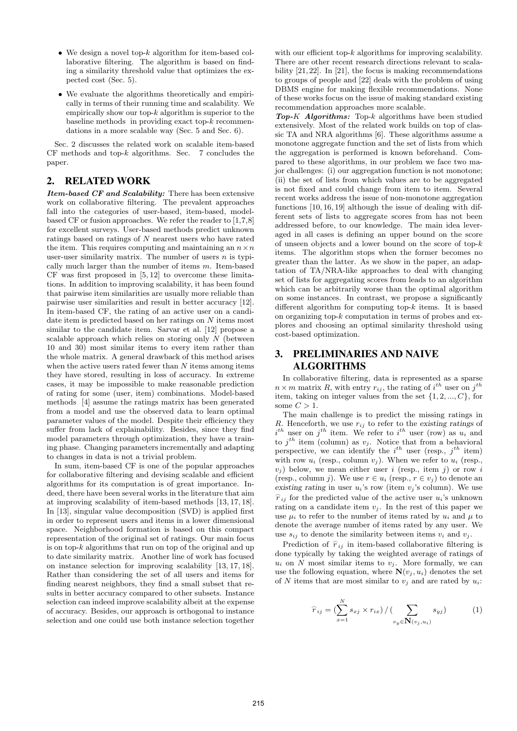- We design a novel top-$k$ algorithm for item-based collaborative filtering. The algorithm is based on finding a similarity threshold value that optimizes the expected cost (Sec. 5).
- We evaluate the algorithms theoretically and empirically in terms of their running time and scalability. We empirically show our top-$k$ algorithm is superior to the baseline methods in providing exact top-$k$ recommendations in a more scalable way (Sec. 5 and Sec. 6).

Sec. 2 discusses the related work on scalable item-based CF methods and top-$k$ algorithms. Sec. 7 concludes the paper.

## 2. RELATED WORK

***Item-based CF and Scalability:*** There has been extensive work on collaborative filtering. The prevalent approaches fall into the categories of user-based, item-based, model-based CF or fusion approaches. We refer the reader to [1,7,8] for excellent surveys. User-based methods predict unknown ratings based on ratings of $N$ nearest users who have rated the item. This requires computing and maintaining an $n \times n$ user-user similarity matrix. The number of users $n$ is typically much larger than the number of items $m$. Item-based CF was first proposed in [5, 12] to overcome these limitations. In addition to improving scalability, it has been found that pairwise item similarities are usually more reliable than pairwise user similarities and result in better accuracy [12]. In item-based CF, the rating of an active user on a candidate item is predicted based on her ratings on $N$ items most similar to the candidate item. Sarvar et al. [12] propose a scalable approach which relies on storing only $N$ (between 10 and 30) most similar items to every item rather than the whole matrix. A general drawback of this method arises when the active users rated fewer than $N$ items among items they have stored, resulting in loss of accuracy. In extreme cases, it may be impossible to make reasonable prediction of rating for some (user, item) combinations. Model-based methods [4] assume the ratings matrix has been generated from a model and use the observed data to learn optimal parameter values of the model. Despite their efficiency they suffer from lack of explainability. Besides, since they find model parameters through optimization, they have a training phase. Changing parameters incrementally and adapting to changes in data is not a trivial problem.

In sum, item-based CF is one of the popular approaches for collaborative filtering and devising scalable and efficient algorithms for its computation is of great importance. Indeed, there have been several works in the literature that aim at improving scalability of item-based methods [13, 17, 18]. In [13], singular value decomposition (SVD) is applied first in order to represent users and items in a lower dimensional space. Neighborhood formation is based on this compact representation of the original set of ratings. Our main focus is on top-$k$ algorithms that run on top of the original and up to date similarity matrix. Another line of work has focused on instance selection for improving scalability [13, 17, 18]. Rather than considering the set of all users and items for finding nearest neighbors, they find a small subset that results in better accuracy compared to other subsets. Instance selection can indeed improve scalability albeit at the expense of accuracy. Besides, our approach is orthogonal to instance selection and one could use both instance selection together with our efficient top-$k$ algorithms for improving scalability. There are other recent research directions relevant to scalability [21, 22]. In [21], the focus is making recommendations to groups of people and [22] deals with the problem of using DBMS engine for making flexible recommendations. None of these works focus on the issue of making standard existing recommendation approaches more scalable.

***Top-K Algorithms:*** Top-$k$ algorithms have been studied extensively. Most of the related work builds on top of classic TA and NRA algorithms [6]. These algorithms assume a monotone aggregate function and the set of lists from which the aggregation is performed is known beforehand. Compared to these algorithms, in our problem we face two major challenges: (i) our aggregation function is not monotone; (ii) the set of lists from which values are to be aggregated is not fixed and could change from item to item. Several recent works address the issue of non-monotone aggregation functions [10, 16, 19] although the issue of dealing with different sets of lists to aggregate scores from has not been addressed before, to our knowledge. The main idea leveraged in all cases is defining an upper bound on the score of unseen objects and a lower bound on the score of top-$k$ items. The algorithm stops when the former becomes no greater than the latter. As we show in the paper, an adaptation of TA/NRA-like approaches to deal with changing set of lists for aggregating scores from leads to an algorithm which can be arbitrarily worse than the optimal algorithm on some instances. In contrast, we propose a significantly different algorithm for computing top-$k$ items. It is based on organizing top-$k$ computation in terms of probes and explores and choosing an optimal similarity threshold using cost-based optimization.

## 3. PRELIMINARIES AND NAIVE ALGORITHMS

In collaborative filtering, data is represented as a sparse $n \times m$ matrix $R$, with entry $r_{ij}$, the rating of $i^{th}$ user on $j^{th}$ item, taking on integer values from the set $\{1, 2, ..., C\}$, for some $C > 1$.

The main challenge is to predict the missing ratings in $R$. Henceforth, we use $r_{ij}$ to refer to the *existing ratings* of $i^{th}$ user on $j^{th}$ item. We refer to $i^{th}$ user (row) as $u_i$ and to $j^{th}$ item (column) as $v_j$. Notice that from a behavioral perspective, we can identify the $i^{th}$ user (resp., $j^{th}$ item) with row $u_i$ (resp., column $v_j$). When we refer to $u_i$ (resp., $v_j$) below, we mean either user $i$ (resp., item $j$) or row $i$ (resp., column $j$). We use $r \in u_i$ (resp., $r \in v_j$) to denote an *existing rating* in user $u_i$'s row (item $v_j$'s column). We use $\widehat{r}_{ij}$ for the predicted value of the active user $u_i$'s unknown rating on a candidate item $v_j$. In the rest of this paper we use $\mu_i$ to refer to the number of items rated by $u_i$ and $\mu$ to denote the average number of items rated by any user. We use $s_{ij}$ to denote the similarity between items $v_i$ and $v_j$.

Prediction of $\widehat{r}_{ij}$ in item-based collaborative filtering is done typically by taking the weighted average of ratings of $u_i$ on $N$ most similar items to $v_j$. More formally, we can use the following equation, where $\mathbf{N}(v_j, u_i)$ denotes the set of $N$ items that are most similar to $v_j$ and are rated by $u_i$:

$$\widehat{r}_{ij} = (\sum_{x=1}^{N} s_{xj} \times r_{ix}) \,/\, (\sum_{v_y \in \mathbf{N}(v_j, u_i)} s_{yj}) \tag{1}$$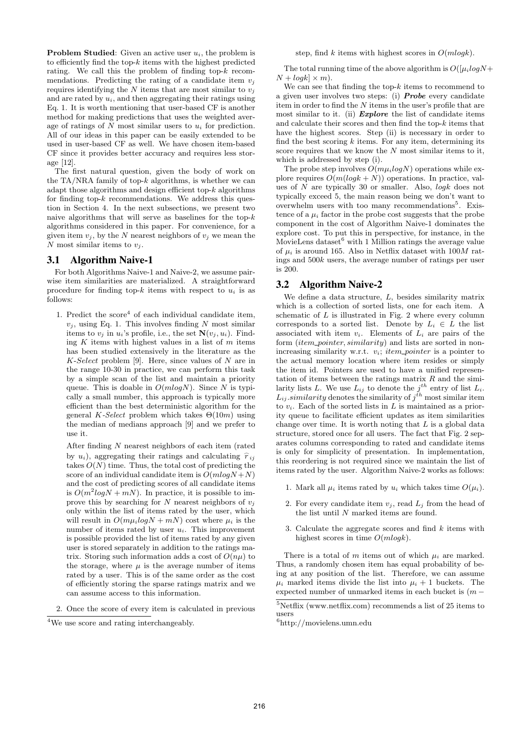**Problem Studied**: Given an active user $u_i$, the problem is to efficiently find the top-$k$ items with the highest predicted rating. We call this the problem of finding top-$k$ recommendations. Predicting the rating of a candidate item $v_j$ requires identifying the $N$ items that are most similar to $v_j$ and are rated by $u_i$, and then aggregating their ratings using Eq. 1. It is worth mentioning that user-based CF is another method for making predictions that uses the weighted average of ratings of $N$ most similar users to $u_i$ for prediction. All of our ideas in this paper can be easily extended to be used in user-based CF as well. We have chosen item-based CF since it provides better accuracy and requires less storage [12].

The first natural question, given the body of work on the TA/NRA family of top-$k$ algorithms, is whether we can adapt those algorithms and design efficient top-$k$ algorithms for finding top-$k$ recommendations. We address this question in Section 4. In the next subsections, we present two naive algorithms that will serve as baselines for the top-$k$ algorithms considered in this paper. For convenience, for a given item $v_j$, by the $N$ nearest neighbors of $v_j$ we mean the $N$ most similar items to $v_j$.

## 3.1 Algorithm Naive-1

For both Algorithms Naive-1 and Naive-2, we assume pairwise item similarities are materialized. A straightforward procedure for finding top-$k$ items with respect to $u_i$ is as follows:

1. Predict the score[4] of each individual candidate item, $v_j$, using Eq. 1. This involves finding $N$ most similar items to $v_j$ in $u_i$'s profile, i.e., the set $\mathbf{N}(v_j, u_i)$. Finding $K$ items with highest values in a list of $m$ items has been studied extensively in the literature as the *K-Select* problem [9]. Here, since values of $N$ are in the range 10-30 in practice, we can perform this task by a simple scan of the list and maintain a priority queue. This is doable in $O(m log N)$. Since $N$ is typically a small number, this approach is typically more efficient than the best deterministic algorithm for the general *K-Select* problem which takes $\Theta(10m)$ using the median of medians approach [9] and we prefer to use it.

   After finding $N$ nearest neighbors of each item (rated by $u_i$), aggregating their ratings and calculating $\widehat{r}_{ij}$ takes $O(N)$ time. Thus, the total cost of predicting the score of an individual candidate item is $O(m log N + N)$ and the cost of predicting scores of all candidate items is $O(m^2 log N + mN)$. In practice, it is possible to improve this by searching for $N$ nearest neighbors of $v_j$ only within the list of items rated by the user, which will result in $O(m\mu_i log N + mN)$ cost where $\mu_i$ is the number of items rated by user $u_i$. This improvement is possible provided the list of items rated by any given user is stored separately in addition to the ratings matrix. Storing such information adds a cost of $O(n\mu)$ to the storage, where $\mu$ is the average number of items rated by a user. This is of the same order as the cost of efficiently storing the sparse ratings matrix and we can assume access to this information.

2. Once the score of every item is calculated in previous step, find $k$ items with highest scores in $O(m log k)$.

The total running time of the above algorithm is $O([\mu_i log N + N + log k] \times m)$.

We can see that finding the top-$k$ items to recommend to a given user involves two steps: (i) ***Probe*** every candidate item in order to find the $N$ items in the user's profile that are most similar to it. (ii) ***Explore*** the list of candidate items and calculate their scores and then find the top-$k$ items that have the highest scores. Step (ii) is necessary in order to find the best scoring $k$ items. For any item, determining its score requires that we know the $N$ most similar items to it, which is addressed by step (i).

The probe step involves $O(m\mu_i log N)$ operations while explore requires $O(m(log k + N))$ operations. In practice, values of $N$ are typically 30 or smaller. Also, $log k$ does not typically exceed 5, the main reason being we don't want to overwhelm users with too many recommendations[5]. Existence of a $\mu_i$ factor in the probe cost suggests that the probe component in the cost of Algorithm Naive-1 dominates the explore cost. To put this in perspective, for instance, in the MovieLens dataset[6] with 1 Million ratings the average value of $\mu_i$ is around 165. Also in Netflix dataset with $100M$ ratings and $500k$ users, the average number of ratings per user is 200.

## 3.2 Algorithm Naive-2

We define a data structure, $L$, besides similarity matrix which is a collection of sorted lists, one for each item. A schematic of $L$ is illustrated in Fig. 2 where every column corresponds to a sorted list. Denote by $L_i \in L$ the list associated with item $v_i$. Elements of $L_i$ are pairs of the form $(item\_pointer, similarity)$ and lists are sorted in non-increasing similarity w.r.t. $v_i$; $item\_pointer$ is a pointer to the actual memory location where item resides or simply the item id. Pointers are used to have a unified representation of items between the ratings matrix $R$ and the similarity lists $L$. We use $L_{ij}$ to denote the $j^{th}$ entry of list $L_i$. $L_{ij}.similarity$ denotes the similarity of $j^{th}$ most similar item to $v_i$. Each of the sorted lists in $L$ is maintained as a priority queue to facilitate efficient updates as item similarities change over time. It is worth noting that $L$ is a global data structure, stored once for all users. The fact that Fig. 2 separates columns corresponding to rated and candidate items is only for simplicity of presentation. In implementation, this reordering is not required since we maintain the list of items rated by the user. Algorithm Naive-2 works as follows:

1. Mark all $\mu_i$ items rated by $u_i$ which takes time $O(\mu_i)$.
2. For every candidate item $v_j$, read $L_j$ from the head of the list until $N$ marked items are found.
3. Calculate the aggregate scores and find $k$ items with highest scores in time $O(m log k)$.

There is a total of $m$ items out of which $\mu_i$ are marked. Thus, a randomly chosen item has equal probability of being at any position of the list. Therefore, we can assume $\mu_i$ marked items divide the list into $\mu_i + 1$ buckets. The expected number of unmarked items in each bucket is $(m -$

[4] We use score and rating interchangeably.

[5] Netflix (www.netflix.com) recommends a list of 25 items to users

[6] http://movielens.umn.edu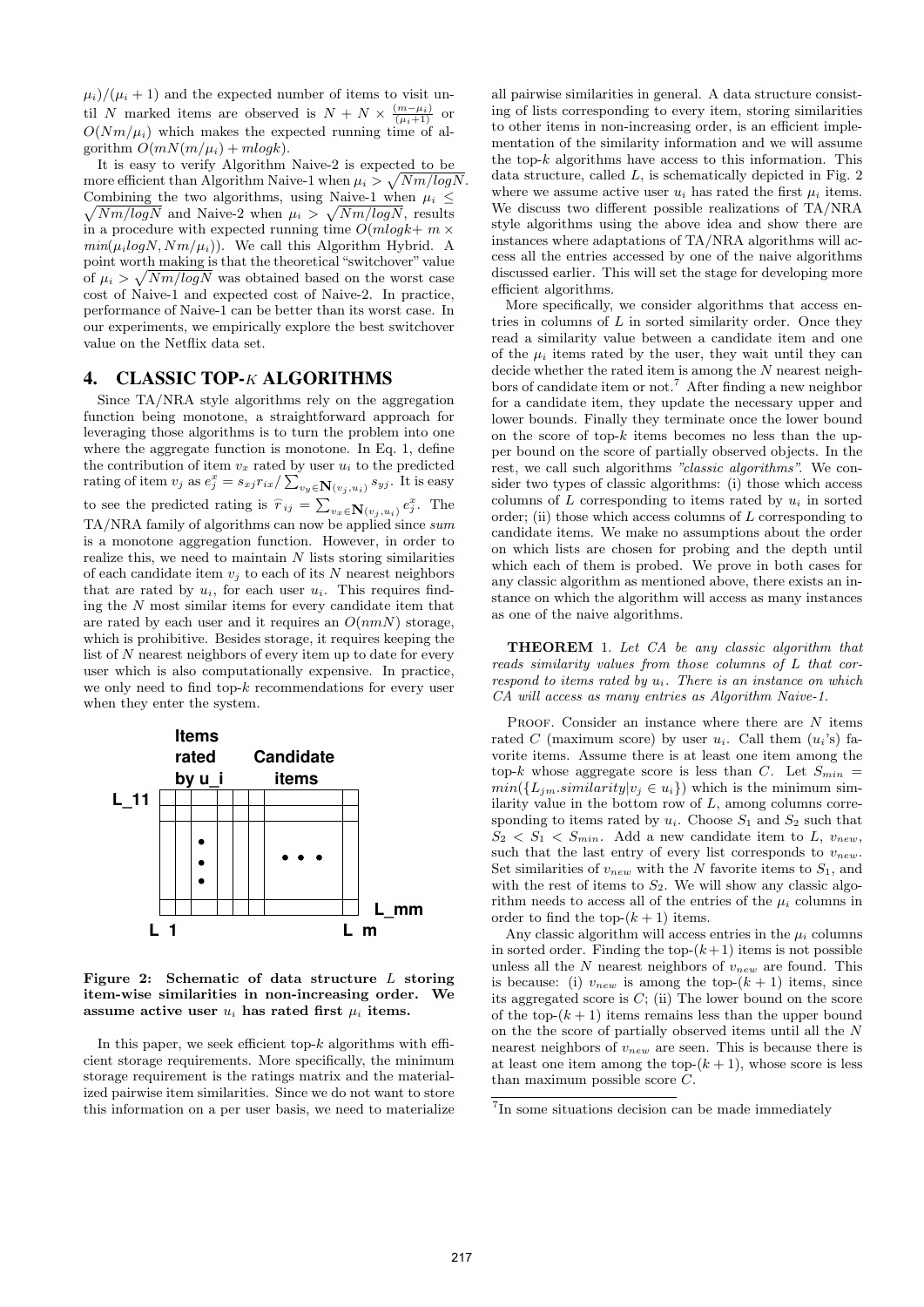$\mu_i)/(\mu_i + 1)$ and the expected number of items to visit until $N$ marked items are observed is $N + N \times \frac{(m-\mu_i)}{(\mu_i+1)}$ or $O(Nm/\mu_i)$ which makes the expected running time of algorithm $O(mN(m/\mu_i) + mlogk)$.

It is easy to verify Algorithm Naive-2 is expected to be more efficient than Algorithm Naive-1 when $\mu_i > \sqrt{Nm/logN}$. Combining the two algorithms, using Naive-1 when $\mu_i \leq \sqrt{Nm/logN}$ and Naive-2 when $\mu_i > \sqrt{Nm/logN}$, results in a procedure with expected running time $O(mlogk + m \times min(\mu_i logN, Nm/\mu_i))$. We call this Algorithm Hybrid. A point worth making is that the theoretical "switchover" value of $\mu_i > \sqrt{Nm/logN}$ was obtained based on the worst case cost of Naive-1 and expected cost of Naive-2. In practice, performance of Naive-1 can be better than its worst case. In our experiments, we empirically explore the best switchover value on the Netflix data set.

## 4. CLASSIC TOP-$K$ ALGORITHMS

Since TA/NRA style algorithms rely on the aggregation function being monotone, a straightforward approach for leveraging those algorithms is to turn the problem into one where the aggregate function is monotone. In Eq. 1, define the contribution of item $v_x$ rated by user $u_i$ to the predicted rating of item $v_j$ as $e^x_j = s_{xj}r_{ix}/\sum_{v_y \in \mathbf{N}(v_j,u_i)} s_{yj}$. It is easy to see the predicted rating is $\widehat{r}_{ij} = \sum_{v_x \in \mathbf{N}(v_j,u_i)} e^x_j$. The TA/NRA family of algorithms can now be applied since *sum* is a monotone aggregation function. However, in order to realize this, we need to maintain $N$ lists storing similarities of each candidate item $v_j$ to each of its $N$ nearest neighbors that are rated by $u_i$, for each user $u_i$. This requires finding the $N$ most similar items for every candidate item that are rated by each user and it requires an $O(nmN)$ storage, which is prohibitive. Besides storage, it requires keeping the list of $N$ nearest neighbors of every item up to date for every user which is also computationally expensive. In practice, we only need to find top-$k$ recommendations for every user when they enter the system.

Items rated by u_i

Candidate items

L_11

L_mm

L 1

L m

**Figure 2: Schematic of data structure $L$ storing item-wise similarities in non-increasing order. We assume active user $u_i$ has rated first $\mu_i$ items.**

In this paper, we seek efficient top-$k$ algorithms with efficient storage requirements. More specifically, the minimum storage requirement is the ratings matrix and the materialized pairwise item similarities. Since we do not want to store this information on a per user basis, we need to materialize all pairwise similarities in general. A data structure consisting of lists corresponding to every item, storing similarities to other items in non-increasing order, is an efficient implementation of the similarity information and we will assume the top-$k$ algorithms have access to this information. This data structure, called $L$, is schematically depicted in Fig. 2 where we assume active user $u_i$ has rated the first $\mu_i$ items. We discuss two different possible realizations of TA/NRA style algorithms using the above idea and show there are instances where adaptations of TA/NRA algorithms will access all the entries accessed by one of the naive algorithms discussed earlier. This will set the stage for developing more efficient algorithms.

More specifically, we consider algorithms that access entries in columns of $L$ in sorted similarity order. Once they read a similarity value between a candidate item and one of the $\mu_i$ items rated by the user, they wait until they can decide whether the rated item is among the $N$ nearest neighbors of candidate item or not.[7] After finding a new neighbor for a candidate item, they update the necessary upper and lower bounds. Finally they terminate once the lower bound on the score of top-$k$ items becomes no less than the upper bound on the score of partially observed objects. In the rest, we call such algorithms *"classic algorithms"*. We consider two types of classic algorithms: (i) those which access columns of $L$ corresponding to items rated by $u_i$ in sorted order; (ii) those which access columns of $L$ corresponding to candidate items. We make no assumptions about the order on which lists are chosen for probing and the depth until which each of them is probed. We prove in both cases for any classic algorithm as mentioned above, there exists an instance on which the algorithm will access as many instances as one of the naive algorithms.

**THEOREM** 1. *Let CA be any classic algorithm that reads similarity values from those columns of $L$ that correspond to items rated by $u_i$. There is an instance on which CA will access as many entries as Algorithm Naive-1.*

PROOF. Consider an instance where there are $N$ items rated $C$ (maximum score) by user $u_i$. Call them ($u_i$'s) favorite items. Assume there is at least one item among the top-$k$ whose aggregate score is less than $C$. Let $S_{min} = min(\{L_{jm}.similarity | v_j \in u_i\})$ which is the minimum similarity value in the bottom row of $L$, among columns corresponding to items rated by $u_i$. Choose $S_1$ and $S_2$ such that $S_2 < S_1 < S_{min}$. Add a new candidate item to $L$, $v_{new}$, such that the last entry of every list corresponds to $v_{new}$. Set similarities of $v_{new}$ with the $N$ favorite items to $S_1$, and with the rest of items to $S_2$. We will show any classic algorithm needs to access all of the entries of the $\mu_i$ columns in order to find the top-$(k+1)$ items.

Any classic algorithm will access entries in the $\mu_i$ columns in sorted order. Finding the top-$(k+1)$ items is not possible unless all the $N$ nearest neighbors of $v_{new}$ are found. This is because: (i) $v_{new}$ is among the top-$(k+1)$ items, since its aggregated score is $C$; (ii) The lower bound on the score of the top-$(k+1)$ items remains less than the upper bound on the the score of partially observed items until all the $N$ nearest neighbors of $v_{new}$ are seen. This is because there is at least one item among the top-$(k+1)$, whose score is less than maximum possible score $C$.

[7] In some situations decision can be made immediately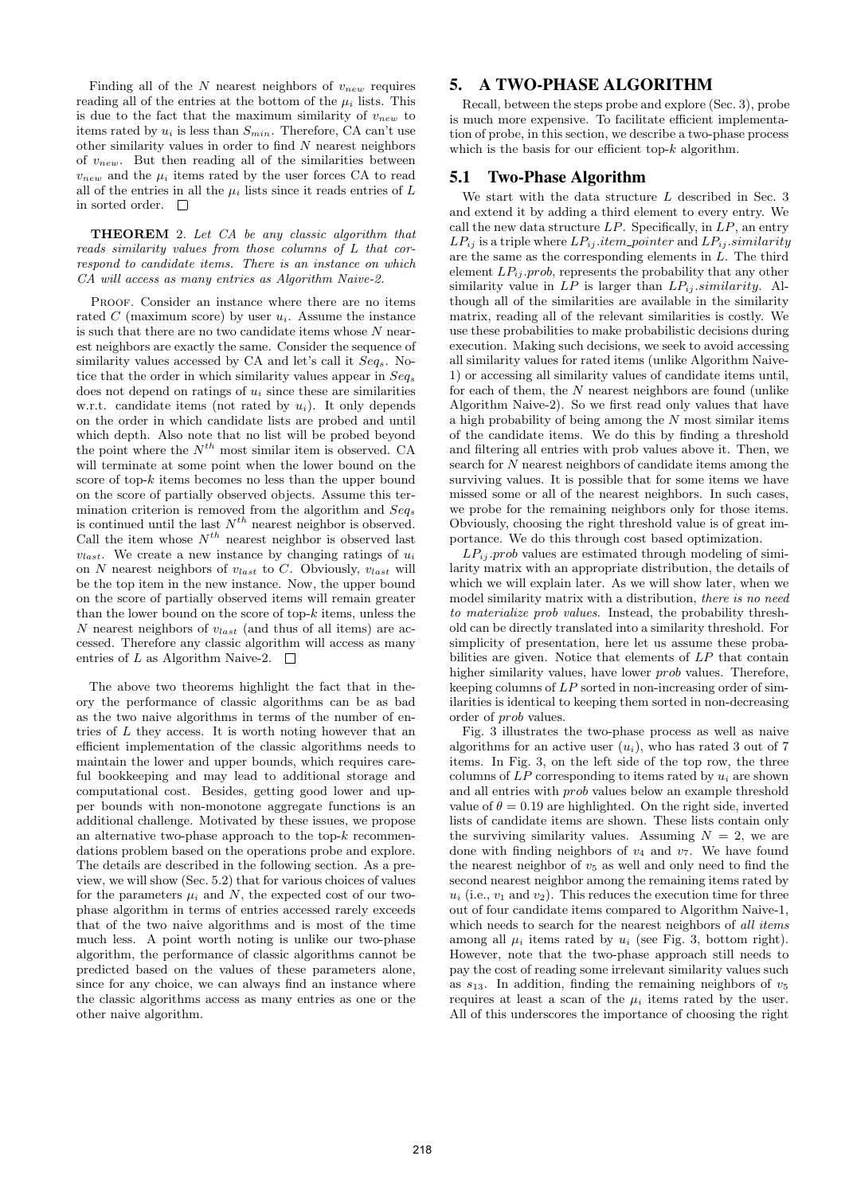Finding all of the $N$ nearest neighbors of $v_{new}$ requires reading all of the entries at the bottom of the $\mu_i$ lists. This is due to the fact that the maximum similarity of $v_{new}$ to items rated by $u_i$ is less than $S_{min}$. Therefore, CA can't use other similarity values in order to find $N$ nearest neighbors of $v_{new}$. But then reading all of the similarities between $v_{new}$ and the $\mu_i$ items rated by the user forces CA to read all of the entries in all the $\mu_i$ lists since it reads entries of $L$ in sorted order. □

**THEOREM** 2. *Let CA be any classic algorithm that reads similarity values from those columns of L that correspond to candidate items. There is an instance on which CA will access as many entries as Algorithm Naive-2.*

PROOF. Consider an instance where there are no items rated $C$ (maximum score) by user $u_i$. Assume the instance is such that there are no two candidate items whose $N$ nearest neighbors are exactly the same. Consider the sequence of similarity values accessed by CA and let's call it $Seq_s$. Notice that the order in which similarity values appear in $Seq_s$ does not depend on ratings of $u_i$ since these are similarities w.r.t. candidate items (not rated by $u_i$). It only depends on the order in which candidate lists are probed and until which depth. Also note that no list will be probed beyond the point where the $N^{th}$ most similar item is observed. CA will terminate at some point when the lower bound on the score of top-$k$ items becomes no less than the upper bound on the score of partially observed objects. Assume this termination criterion is removed from the algorithm and $Seq_s$ is continued until the last $N^{th}$ nearest neighbor is observed. Call the item whose $N^{th}$ nearest neighbor is observed last $v_{last}$. We create a new instance by changing ratings of $u_i$ on $N$ nearest neighbors of $v_{last}$ to $C$. Obviously, $v_{last}$ will be the top item in the new instance. Now, the upper bound on the score of partially observed items will remain greater than the lower bound on the score of top-$k$ items, unless the $N$ nearest neighbors of $v_{last}$ (and thus of all items) are accessed. Therefore any classic algorithm will access as many entries of $L$ as Algorithm Naive-2. □

The above two theorems highlight the fact that in theory the performance of classic algorithms can be as bad as the two naive algorithms in terms of the number of entries of $L$ they access. It is worth noting however that an efficient implementation of the classic algorithms needs to maintain the lower and upper bounds, which requires careful bookkeeping and may lead to additional storage and computational cost. Besides, getting good lower and upper bounds with non-monotone aggregate functions is an additional challenge. Motivated by these issues, we propose an alternative two-phase approach to the top-$k$ recommendations problem based on the operations probe and explore. The details are described in the following section. As a preview, we will show (Sec. 5.2) that for various choices of values for the parameters $\mu_i$ and $N$, the expected cost of our two-phase algorithm in terms of entries accessed rarely exceeds that of the two naive algorithms and is most of the time much less. A point worth noting is unlike our two-phase algorithm, the performance of classic algorithms cannot be predicted based on the values of these parameters alone, since for any choice, we can always find an instance where the classic algorithms access as many entries as one or the other naive algorithm.

# 5. A TWO-PHASE ALGORITHM

Recall, between the steps probe and explore (Sec. 3), probe is much more expensive. To facilitate efficient implementation of probe, in this section, we describe a two-phase process which is the basis for our efficient top-$k$ algorithm.

## 5.1 Two-Phase Algorithm

We start with the data structure $L$ described in Sec. 3 and extend it by adding a third element to every entry. We call the new data structure $LP$. Specifically, in $LP$, an entry $LP_{ij}$ is a triple where $LP_{ij}.item\_pointer$ and $LP_{ij}.similarity$ are the same as the corresponding elements in $L$. The third element $LP_{ij}.prob$, represents the probability that any other similarity value in $LP$ is larger than $LP_{ij}.similarity$. Although all of the similarities are available in the similarity matrix, reading all of the relevant similarities is costly. We use these probabilities to make probabilistic decisions during execution. Making such decisions, we seek to avoid accessing all similarity values for rated items (unlike Algorithm Naive-1) or accessing all similarity values of candidate items until, for each of them, the $N$ nearest neighbors are found (unlike Algorithm Naive-2). So we first read only values that have a high probability of being among the $N$ most similar items of the candidate items. We do this by finding a threshold and filtering all entries with prob values above it. Then, we search for $N$ nearest neighbors of candidate items among the surviving values. It is possible that for some items we have missed some or all of the nearest neighbors. In such cases, we probe for the remaining neighbors only for those items. Obviously, choosing the right threshold value is of great importance. We do this through cost based optimization.

$LP_{ij}.prob$ values are estimated through modeling of similarity matrix with an appropriate distribution, the details of which we will explain later. As we will show later, when we model similarity matrix with a distribution, *there is no need to materialize prob values*. Instead, the probability threshold can be directly translated into a similarity threshold. For simplicity of presentation, here let us assume these probabilities are given. Notice that elements of $LP$ that contain higher similarity values, have lower *prob* values. Therefore, keeping columns of $LP$ sorted in non-increasing order of similarities is identical to keeping them sorted in non-decreasing order of *prob* values.

Fig. 3 illustrates the two-phase process as well as naive algorithms for an active user ($u_i$), who has rated 3 out of 7 items. In Fig. 3, on the left side of the top row, the three columns of $LP$ corresponding to items rated by $u_i$ are shown and all entries with *prob* values below an example threshold value of $\theta = 0.19$ are highlighted. On the right side, inverted lists of candidate items are shown. These lists contain only the surviving similarity values. Assuming $N = 2$, we are done with finding neighbors of $v_4$ and $v_7$. We have found the nearest neighbor of $v_5$ as well and only need to find the second nearest neighbor among the remaining items rated by $u_i$ (i.e., $v_1$ and $v_2$). This reduces the execution time for three out of four candidate items compared to Algorithm Naive-1, which needs to search for the nearest neighbors of *all items* among all $\mu_i$ items rated by $u_i$ (see Fig. 3, bottom right). However, note that the two-phase approach still needs to pay the cost of reading some irrelevant similarity values such as $s_{13}$. In addition, finding the remaining neighbors of $v_5$ requires at least a scan of the $\mu_i$ items rated by the user. All of this underscores the importance of choosing the right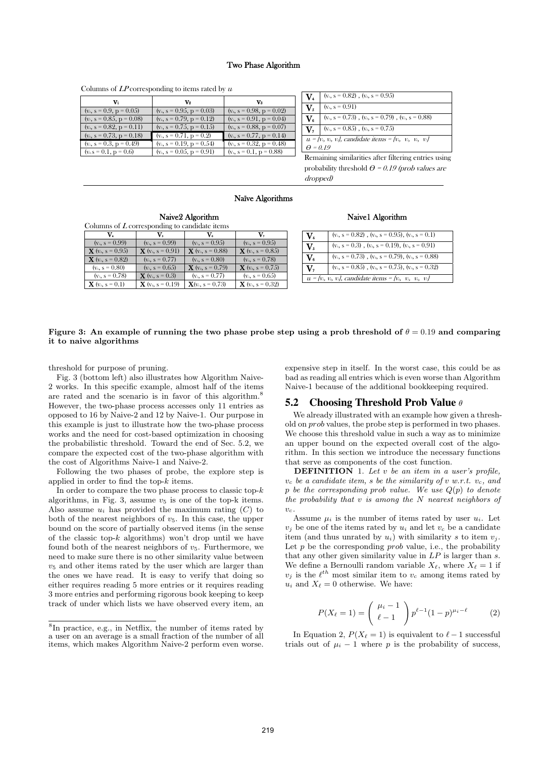**Two Phase Algorithm**

Columns of $LP$ corresponding to items rated by $u_i$

| $V_1$ | $V_2$ | $V_3$ |
|---|---|---|
| ($v_4$, s = 0.9, p = 0.05) | ($v_4$, s = 0.95, p = 0.03) | ($v_5$, s = 0.98, p = 0.02) |
| ($v_5$, s = 0.85, p = 0.08) | ($v_6$, s = 0.79, p = 0.12) | ($v_5$, s = 0.91, p = 0.04) |
| ($v_4$, s = 0.82, p = 0.11) | ($v_7$, s = 0.75, p = 0.15) | ($v_6$, s = 0.88, p = 0.07) |
| ($v_6$, s = 0.73, p = 0.18) | ($v_7$, s = 0.71, p = 0.2) | ($v_4$, s = 0.77, p = 0.14) |
| ($v_5$, s = 0.3, p = 0.49) | ($v_5$, s = 0.19, p = 0.54) | ($v_7$, s = 0.32, p = 0.48) |
| ($v_4$ s = 0.1, p = 0.6) | ($v_7$, s = 0.05, p = 0.91) | ($v_4$, s = 0.1, p = 0.88) |

| | |
|---|---|
| $V_4$ | ($v_1$, s = 0.82) , ($v_2$, s = 0.95) |
| $V_5$ | ($v_3$, s = 0.91) |
| $V_6$ | ($v_1$, s = 0.73) , ($v_2$, s = 0.79) , ($v_3$, s = 0.88) |
| $V_7$ | ($v_1$, s = 0.85) , ($v_2$, s = 0.75) |

$u_i$ = {$v_1$, $v_2$, $v_3$}, candidate items = {$v_4$, $v_5$, $v_6$, $v_7$}
$\Theta$ = 0.19

Remaining similarities after filtering entries using probability threshold $\Theta$ = 0.19 (prob values are dropped)

**Naïve Algorithms**

**Naive2 Algorithm**

Columns of $L$ corresponding to candidate items

| $V_4$ | $V_5$ | $V_6$ | $V_7$ |
|---|---|---|---|
| ($v_x$, s = 0.99) | ($v_x$, s = 0.99) | ($v_x$, s = 0.95) | ($v_x$, s = 0.95) |
| **X** ($v_2$, s = 0.95) | **X** ($v_3$, s = 0.91) | **X** ($v_3$, s = 0.88) | **X** ($v_1$, s = 0.85) |
| **X** ($v_1$, s = 0.82) | ($v_x$, s = 0.77) | ($v_x$, s = 0.80) | ($v_x$, s = 0.78) |
| ($v_x$, s = 0.80) | ($v_x$, s = 0.65) | **X** ($v_2$, s = 0.79) | **X** ($v_2$, s = 0.75) |
| ($v_x$, s = 0.78) | **X** ($v_1$, s = 0.3) | ($v_x$, s = 0.77) | ($v_x$, s = 0.65) |
| **X** ($v_3$, s = 0.1) | **X** ($v_2$, s = 0.19) | **X**($v_1$, s = 0.73) | **X** ($v_3$, s = 0.32) |

**Naive1 Algorithm**

| | |
|---|---|
| $V_4$ | ($v_1$, s = 0.82) , ($v_2$, s = 0.95), ($v_3$, s = 0.1) |
| $V_5$ | ($v_1$, s = 0.3) , ($v_2$, s = 0.19), ($v_3$, s = 0.91) |
| $V_6$ | ($v_1$, s = 0.73) , ($v_2$, s = 0.79), ($v_3$, s = 0.88) |
| $V_7$ | ($v_1$, s = 0.85) , ($v_2$, s = 0.75), ($v_3$, s = 0.32) |

$u_i$ = {$v_1$, $v_2$, $v_3$}, candidate items = {$v_4$, $v_5$, $v_6$, $v_7$}

**Figure 3: An example of running the two phase probe step using a prob threshold of $\theta = 0.19$ and comparing it to naive algorithms**

threshold for purpose of pruning.

Fig. 3 (bottom left) also illustrates how Algorithm Naive-2 works. In this specific example, almost half of the items are rated and the scenario is in favor of this algorithm.[8] However, the two-phase process accesses only 11 entries as opposed to 16 by Naive-2 and 12 by Naive-1. Our purpose in this example is just to illustrate how the two-phase process works and the need for cost-based optimization in choosing the probabilistic threshold. Toward the end of Sec. 5.2, we compare the expected cost of the two-phase algorithm with the cost of Algorithms Naive-1 and Naive-2.

Following the two phases of probe, the explore step is applied in order to find the top-$k$ items.

In order to compare the two phase process to classic top-$k$ algorithms, in Fig. 3, assume $v_5$ is one of the top-k items. Also assume $u_i$ has provided the maximum rating ($C$) to both of the nearest neighbors of $v_5$. In this case, the upper bound on the score of partially observed items (in the sense of the classic top-$k$ algorithms) won't drop until we have found both of the nearest neighbors of $v_5$. Furthermore, we need to make sure there is no other similarity value between $v_5$ and other items rated by the user which are larger than the ones we have read. It is easy to verify that doing so either requires reading 5 more entries or it requires reading 3 more entries and performing rigorous book keeping to keep track of under which lists we have observed every item, an expensive step in itself. In the worst case, this could be as bad as reading all entries which is even worse than Algorithm Naive-1 because of the additional bookkeeping required.

[8] In practice, e.g., in Netflix, the number of items rated by a user on an average is a small fraction of the number of all items, which makes Algorithm Naive-2 perform even worse.

## 5.2 Choosing Threshold Prob Value $\theta$

We already illustrated with an example how given a threshold on *prob* values, the probe step is performed in two phases. We choose this threshold value in such a way as to minimize an upper bound on the expected overall cost of the algorithm. In this section we introduce the necessary functions that serve as components of the cost function.

**DEFINITION** 1. *Let $v$ be an item in a user's profile, $v_c$ be a candidate item, $s$ be the similarity of $v$ w.r.t. $v_c$, and $p$ be the corresponding prob value. We use $Q(p)$ to denote the probability that $v$ is among the $N$ nearest neighbors of $v_c$.*

Assume $\mu_i$ is the number of items rated by user $u_i$. Let $v_j$ be one of the items rated by $u_i$ and let $v_c$ be a candidate item (and thus unrated by $u_i$) with similarity $s$ to item $v_j$. Let $p$ be the corresponding *prob* value, i.e., the probability that any other given similarity value in $LP$ is larger than $s$. We define a Bernoulli random variable $X_\ell$, where $X_\ell = 1$ if $v_j$ is the $\ell^{th}$ most similar item to $v_c$ among items rated by $u_i$ and $X_\ell = 0$ otherwise. We have:

$$P(X_\ell = 1) = \binom{\mu_i - 1}{\ell - 1} p^{\ell-1}(1-p)^{\mu_i - \ell} \qquad (2)$$

In Equation 2, $P(X_\ell = 1)$ is equivalent to $\ell - 1$ successful trials out of $\mu_i - 1$ where $p$ is the probability of success,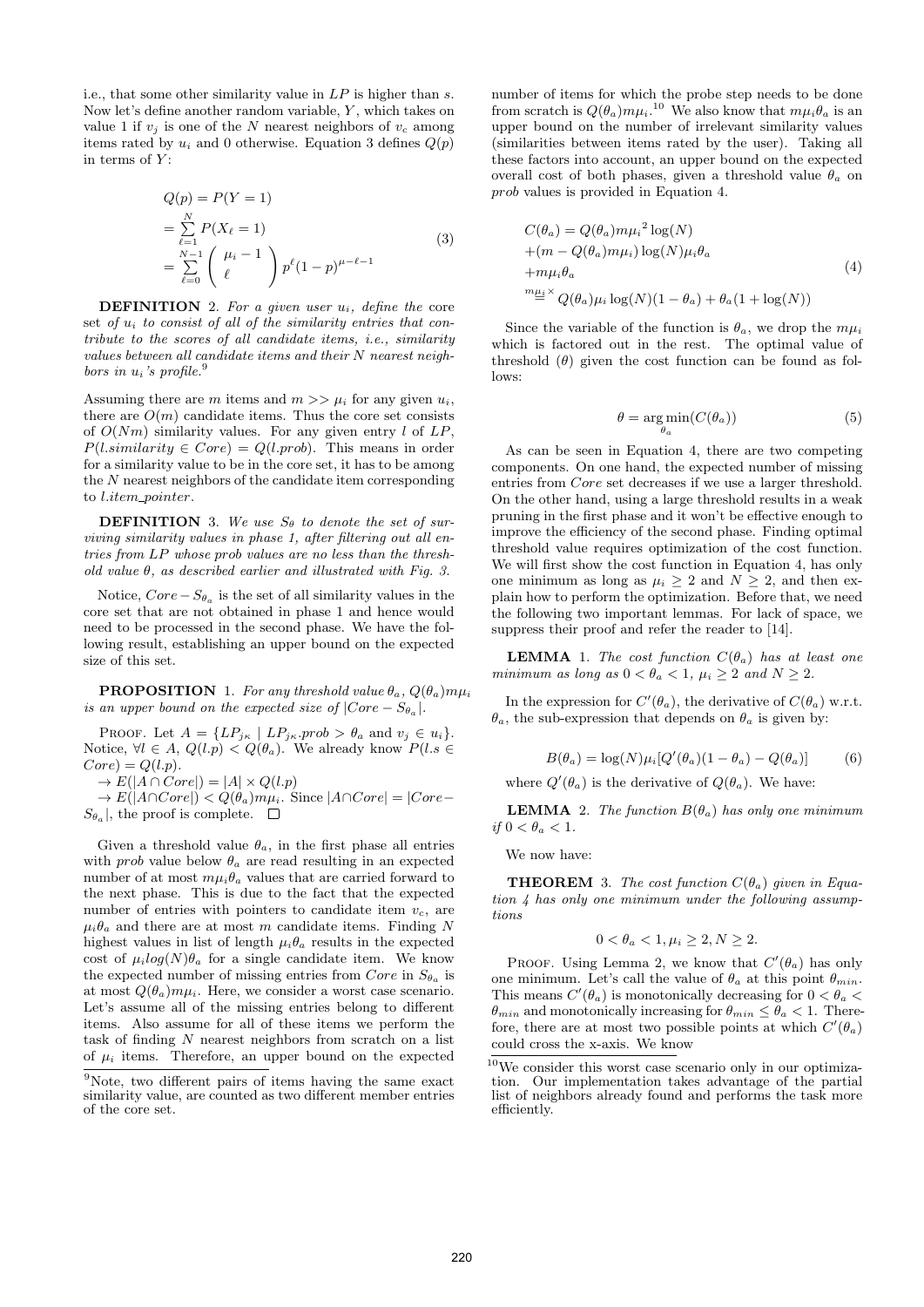i.e., that some other similarity value in $LP$ is higher than $s$. Now let's define another random variable, $Y$, which takes on value 1 if $v_j$ is one of the $N$ nearest neighbors of $v_c$ among items rated by $u_i$ and 0 otherwise. Equation 3 defines $Q(p)$ in terms of $Y$:

$$
\begin{aligned}
Q(p) &= P(Y = 1) \\
&= \sum_{\ell=1}^{N} P(X_\ell = 1) \\
&= \sum_{\ell=0}^{N-1} \binom{\mu_i - 1}{\ell} p^\ell (1-p)^{\mu - \ell - 1}
\end{aligned}
\tag{3}
$$

**DEFINITION** 2. *For a given user $u_i$, define the* core *set of $u_i$ to consist of all of the similarity entries that contribute to the scores of all candidate items, i.e., similarity values between all candidate items and their $N$ nearest neighbors in $u_i$'s profile.*[9]

Assuming there are $m$ items and $m >> \mu_i$ for any given $u_i$, there are $O(m)$ candidate items. Thus the core set consists of $O(Nm)$ similarity values. For any given entry $l$ of $LP$, $P(l.similarity \in Core) = Q(l.prob)$. This means in order for a similarity value to be in the core set, it has to be among the $N$ nearest neighbors of the candidate item corresponding to $l.item\_pointer$.

**DEFINITION** 3. *We use $S_\theta$ to denote the set of surviving similarity values in phase 1, after filtering out all entries from $LP$ whose prob values are no less than the threshold value $\theta$, as described earlier and illustrated with Fig. 3.*

Notice, $Core - S_{\theta_a}$ is the set of all similarity values in the core set that are not obtained in phase 1 and hence would need to be processed in the second phase. We have the following result, establishing an upper bound on the expected size of this set.

**PROPOSITION** 1. *For any threshold value $\theta_a$, $Q(\theta_a)m\mu_i$ is an upper bound on the expected size of $|Core - S_{\theta_a}|$.*

PROOF. Let $A = \{LP_{j\kappa} \mid LP_{j\kappa}.prob > \theta_a \text{ and } v_j \in u_i\}$. Notice, $\forall l \in A$, $Q(l.p) < Q(\theta_a)$. We already know $P(l.s \in Core) = Q(l.p)$.

$\rightarrow E(|A \cap Core|) = |A| \times Q(l.p)$

$\rightarrow E(|A \cap Core|) < Q(\theta_a)m\mu_i$. Since $|A \cap Core| = |Core - S_{\theta_a}|$, the proof is complete. □

Given a threshold value $\theta_a$, in the first phase all entries with *prob* value below $\theta_a$ are read resulting in an expected number of at most $m\mu_i\theta_a$ values that are carried forward to the next phase. This is due to the fact that the expected number of entries with pointers to candidate item $v_c$, are $\mu_i\theta_a$ and there are at most $m$ candidate items. Finding $N$ highest values in list of length $\mu_i\theta_a$ results in the expected cost of $\mu_i log(N)\theta_a$ for a single candidate item. We know the expected number of missing entries from $Core$ in $S_{\theta_a}$ is at most $Q(\theta_a)m\mu_i$. Here, we consider a worst case scenario. Let's assume all of the missing entries belong to different items. Also assume for all of these items we perform the task of finding $N$ nearest neighbors from scratch on a list of $\mu_i$ items. Therefore, an upper bound on the expected number of items for which the probe step needs to be done from scratch is $Q(\theta_a)m\mu_i$.[10] We also know that $m\mu_i\theta_a$ is an upper bound on the number of irrelevant similarity values (similarities between items rated by the user). Taking all these factors into account, an upper bound on the expected overall cost of both phases, given a threshold value $\theta_a$ on *prob* values is provided in Equation 4.

$$
\begin{aligned}
C(\theta_a) &= Q(\theta_a)m{\mu_i}^2 \log(N) \\
&+ (m - Q(\theta_a)m\mu_i)\log(N)\mu_i\theta_a \\
&+ m\mu_i\theta_a \\
&\overset{m\mu_i\times}{=} Q(\theta_a)\mu_i \log(N)(1-\theta_a) + \theta_a(1+\log(N))
\end{aligned}
\tag{4}
$$

Since the variable of the function is $\theta_a$, we drop the $m\mu_i$ which is factored out in the rest. The optimal value of threshold ($\theta$) given the cost function can be found as follows:

$$
\theta = \arg\min_{\theta_a}(C(\theta_a)) \tag{5}
$$

As can be seen in Equation 4, there are two competing components. On one hand, the expected number of missing entries from $Core$ set decreases if we use a larger threshold. On the other hand, using a large threshold results in a weak pruning in the first phase and it won't be effective enough to improve the efficiency of the second phase. Finding optimal threshold value requires optimization of the cost function. We will first show the cost function in Equation 4, has only one minimum as long as $\mu_i \geq 2$ and $N \geq 2$, and then explain how to perform the optimization. Before that, we need the following two important lemmas. For lack of space, we suppress their proof and refer the reader to [14].

**LEMMA** 1. *The cost function $C(\theta_a)$ has at least one minimum as long as $0 < \theta_a < 1$, $\mu_i \geq 2$ and $N \geq 2$.*

In the expression for $C'(\theta_a)$, the derivative of $C(\theta_a)$ w.r.t. $\theta_a$, the sub-expression that depends on $\theta_a$ is given by:

$$
B(\theta_a) = \log(N)\mu_i[Q'(\theta_a)(1-\theta_a) - Q(\theta_a)] \tag{6}
$$

where $Q'(\theta_a)$ is the derivative of $Q(\theta_a)$. We have:

**LEMMA** 2. *The function $B(\theta_a)$ has only one minimum if $0 < \theta_a < 1$.*

We now have:

**THEOREM** 3. *The cost function $C(\theta_a)$ given in Equation 4 has only one minimum under the following assumptions*

$$
0 < \theta_a < 1, \mu_i \geq 2, N \geq 2.
$$

PROOF. Using Lemma 2, we know that $C'(\theta_a)$ has only one minimum. Let's call the value of $\theta_a$ at this point $\theta_{min}$. This means $C'(\theta_a)$ is monotonically decreasing for $0 < \theta_a < \theta_{min}$ and monotonically increasing for $\theta_{min} \leq \theta_a < 1$. Therefore, there are at most two possible points at which $C'(\theta_a)$ could cross the x-axis. We know

---

[9] Note, two different pairs of items having the same exact similarity value, are counted as two different member entries of the core set.

[10] We consider this worst case scenario only in our optimization. Our implementation takes advantage of the partial list of neighbors already found and performs the task more efficiently.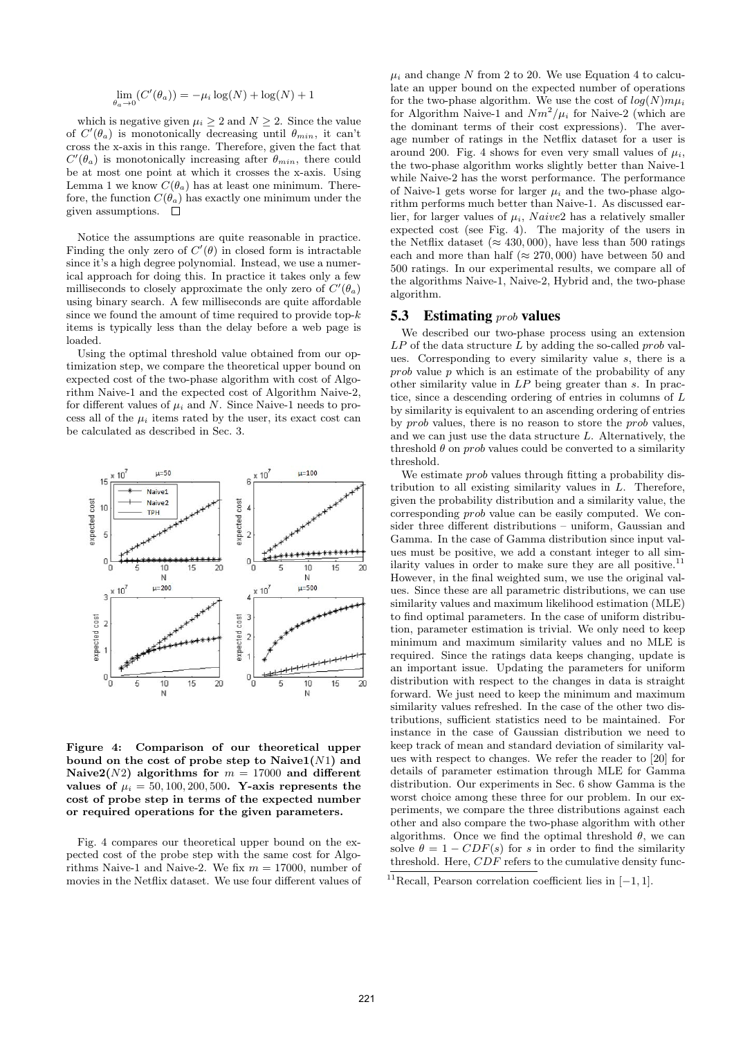$$\lim_{\theta_a \to 0}(C'(\theta_a)) = -\mu_i \log(N) + \log(N) + 1$$

which is negative given $\mu_i \geq 2$ and $N \geq 2$. Since the value of $C'(\theta_a)$ is monotonically decreasing until $\theta_{min}$, it can't cross the x-axis in this range. Therefore, given the fact that $C'(\theta_a)$ is monotonically increasing after $\theta_{min}$, there could be at most one point at which it crosses the x-axis. Using Lemma 1 we know $C(\theta_a)$ has at least one minimum. Therefore, the function $C(\theta_a)$ has exactly one minimum under the given assumptions. □

Notice the assumptions are quite reasonable in practice. Finding the only zero of $C'(\theta)$ in closed form is intractable since it's a high degree polynomial. Instead, we use a numerical approach for doing this. In practice it takes only a few milliseconds to closely approximate the only zero of $C'(\theta_a)$ using binary search. A few milliseconds are quite affordable since we found the amount of time required to provide top-$k$ items is typically less than the delay before a web page is loaded.

Using the optimal threshold value obtained from our optimization step, we compare the theoretical upper bound on expected cost of the two-phase algorithm with cost of Algorithm Naive-1 and the expected cost of Algorithm Naive-2, for different values of $\mu_i$ and $N$. Since Naive-1 needs to process all of the $\mu_i$ items rated by the user, its exact cost can be calculated as described in Sec. 3.

**Figure 4: Comparison of our theoretical upper bound on the cost of probe step to Naive1($N1$) and Naive2($N2$) algorithms for $m = 17000$ and different values of $\mu_i = 50, 100, 200, 500$. Y-axis represents the cost of probe step in terms of the expected number or required operations for the given parameters.**

Fig. 4 compares our theoretical upper bound on the expected cost of the probe step with the same cost for Algorithms Naive-1 and Naive-2. We fix $m = 17000$, number of movies in the Netflix dataset. We use four different values of $\mu_i$ and change $N$ from 2 to 20. We use Equation 4 to calculate an upper bound on the expected number of operations for the two-phase algorithm. We use the cost of $log(N)m\mu_i$ for Algorithm Naive-1 and $Nm^2/\mu_i$ for Naive-2 (which are the dominant terms of their cost expressions). The average number of ratings in the Netflix dataset for a user is around 200. Fig. 4 shows for even very small values of $\mu_i$, the two-phase algorithm works slightly better than Naive-1 while Naive-2 has the worst performance. The performance of Naive-1 gets worse for larger $\mu_i$ and the two-phase algorithm performs much better than Naive-1. As discussed earlier, for larger values of $\mu_i$, $Naive2$ has a relatively smaller expected cost (see Fig. 4). The majority of the users in the Netflix dataset ($\approx 430,000$), have less than 500 ratings each and more than half ($\approx 270,000$) have between 50 and 500 ratings. In our experimental results, we compare all of the algorithms Naive-1, Naive-2, Hybrid and, the two-phase algorithm.

## 5.3 Estimating *prob* values

We described our two-phase process using an extension $LP$ of the data structure $L$ by adding the so-called *prob* values. Corresponding to every similarity value $s$, there is a *prob* value $p$ which is an estimate of the probability of any other similarity value in $LP$ being greater than $s$. In practice, since a descending ordering of entries in columns of $L$ by similarity is equivalent to an ascending ordering of entries by *prob* values, there is no reason to store the *prob* values, and we can just use the data structure $L$. Alternatively, the threshold $\theta$ on *prob* values could be converted to a similarity threshold.

We estimate *prob* values through fitting a probability distribution to all existing similarity values in $L$. Therefore, given the probability distribution and a similarity value, the corresponding *prob* value can be easily computed. We consider three different distributions – uniform, Gaussian and Gamma. In the case of Gamma distribution since input values must be positive, we add a constant integer to all similarity values in order to make sure they are all positive.[11] However, in the final weighted sum, we use the original values. Since these are all parametric distributions, we can use similarity values and maximum likelihood estimation (MLE) to find optimal parameters. In the case of uniform distribution, parameter estimation is trivial. We only need to keep minimum and maximum similarity values and no MLE is required. Since the ratings data keeps changing, update is an important issue. Updating the parameters for uniform distribution with respect to the changes in data is straight forward. We just need to keep the minimum and maximum similarity values refreshed. In the case of the other two distributions, sufficient statistics need to be maintained. For instance in the case of Gaussian distribution we need to keep track of mean and standard deviation of similarity values with respect to changes. We refer the reader to [20] for details of parameter estimation through MLE for Gamma distribution. Our experiments in Sec. 6 show Gamma is the worst choice among these three for our problem. In our experiments, we compare the three distributions against each other and also compare the two-phase algorithm with other algorithms. Once we find the optimal threshold $\theta$, we can solve $\theta = 1 - CDF(s)$ for $s$ in order to find the similarity threshold. Here, $CDF$ refers to the cumulative density func-

[11] Recall, Pearson correlation coefficient lies in $[-1, 1]$.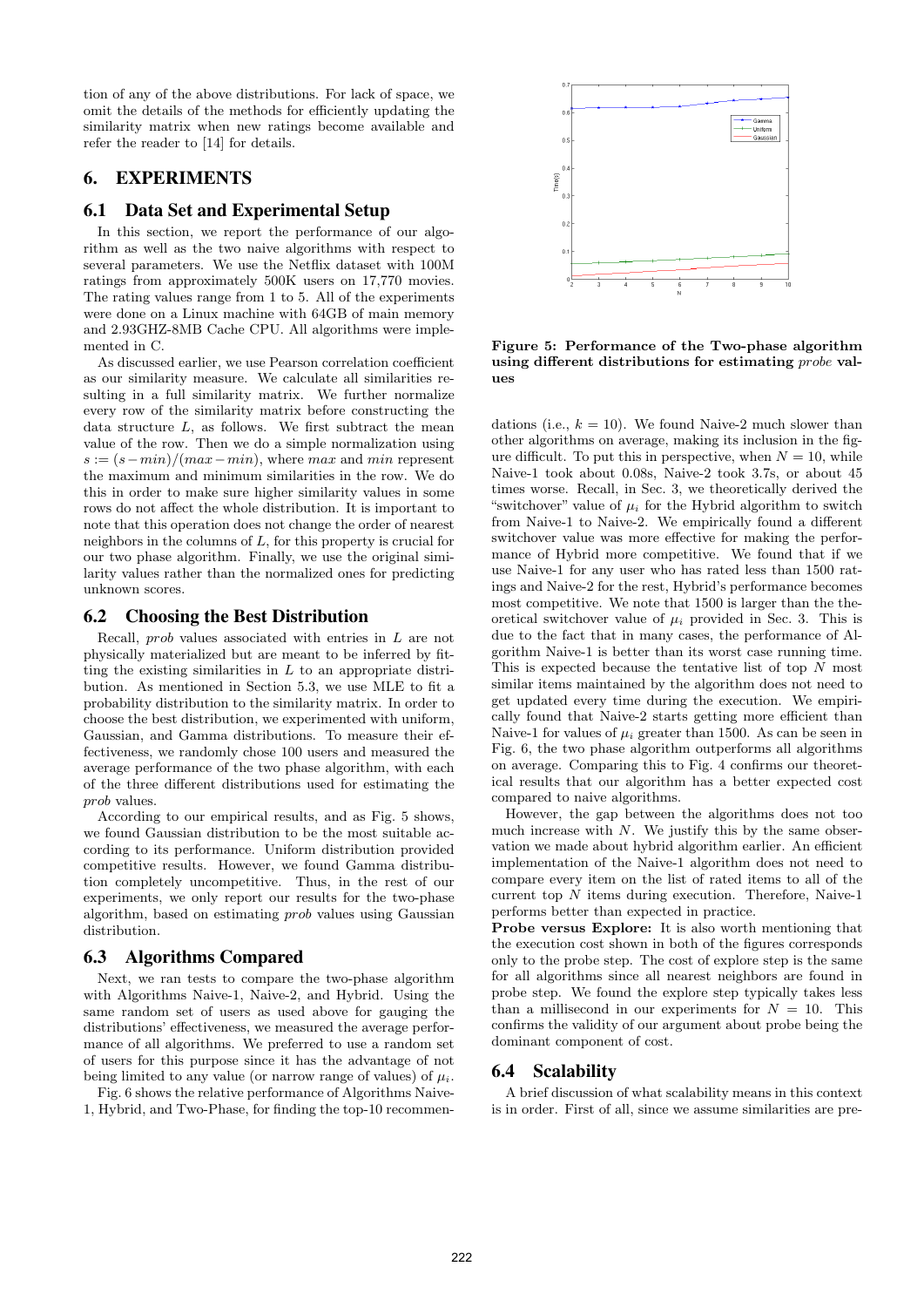tion of any of the above distributions. For lack of space, we omit the details of the methods for efficiently updating the similarity matrix when new ratings become available and refer the reader to [14] for details.

# 6. EXPERIMENTS

## 6.1 Data Set and Experimental Setup

In this section, we report the performance of our algorithm as well as the two naive algorithms with respect to several parameters. We use the Netflix dataset with 100M ratings from approximately 500K users on 17,770 movies. The rating values range from 1 to 5. All of the experiments were done on a Linux machine with 64GB of main memory and 2.93GHZ-8MB Cache CPU. All algorithms were implemented in C.

As discussed earlier, we use Pearson correlation coefficient as our similarity measure. We calculate all similarities resulting in a full similarity matrix. We further normalize every row of the similarity matrix before constructing the data structure $L$, as follows. We first subtract the mean value of the row. Then we do a simple normalization using $s := (s - min)/(max - min)$, where $max$ and $min$ represent the maximum and minimum similarities in the row. We do this in order to make sure higher similarity values in some rows do not affect the whole distribution. It is important to note that this operation does not change the order of nearest neighbors in the columns of $L$, for this property is crucial for our two phase algorithm. Finally, we use the original similarity values rather than the normalized ones for predicting unknown scores.

## 6.2 Choosing the Best Distribution

Recall, *prob* values associated with entries in $L$ are not physically materialized but are meant to be inferred by fitting the existing similarities in $L$ to an appropriate distribution. As mentioned in Section 5.3, we use MLE to fit a probability distribution to the similarity matrix. In order to choose the best distribution, we experimented with uniform, Gaussian, and Gamma distributions. To measure their effectiveness, we randomly chose 100 users and measured the average performance of the two phase algorithm, with each of the three different distributions used for estimating the *prob* values.

According to our empirical results, and as Fig. 5 shows, we found Gaussian distribution to be the most suitable according to its performance. Uniform distribution provided competitive results. However, we found Gamma distribution completely uncompetitive. Thus, in the rest of our experiments, we only report our results for the two-phase algorithm, based on estimating *prob* values using Gaussian distribution.

## 6.3 Algorithms Compared

Next, we ran tests to compare the two-phase algorithm with Algorithms Naive-1, Naive-2, and Hybrid. Using the same random set of users as used above for gauging the distributions' effectiveness, we measured the average performance of all algorithms. We preferred to use a random set of users for this purpose since it has the advantage of not being limited to any value (or narrow range of values) of $\mu_i$.

Fig. 6 shows the relative performance of Algorithms Naive-1, Hybrid, and Two-Phase, for finding the top-10 recommendations (i.e., $k = 10$). We found Naive-2 much slower than other algorithms on average, making its inclusion in the figure difficult. To put this in perspective, when $N = 10$, while Naive-1 took about 0.08s, Naive-2 took 3.7s, or about 45 times worse. Recall, in Sec. 3, we theoretically derived the "switchover" value of $\mu_i$ for the Hybrid algorithm to switch from Naive-1 to Naive-2. We empirically found a different switchover value was more effective for making the performance of Hybrid more competitive. We found that if we use Naive-1 for any user who has rated less than 1500 ratings and Naive-2 for the rest, Hybrid's performance becomes most competitive. We note that 1500 is larger than the theoretical switchover value of $\mu_i$ provided in Sec. 3. This is due to the fact that in many cases, the performance of Algorithm Naive-1 is better than its worst case running time. This is expected because the tentative list of top $N$ most similar items maintained by the algorithm does not need to get updated every time during the execution. We empirically found that Naive-2 starts getting more efficient than Naive-1 for values of $\mu_i$ greater than 1500. As can be seen in Fig. 6, the two phase algorithm outperforms all algorithms on average. Comparing this to Fig. 4 confirms our theoretical results that our algorithm has a better expected cost compared to naive algorithms.

However, the gap between the algorithms does not too much increase with $N$. We justify this by the same observation we made about hybrid algorithm earlier. An efficient implementation of the Naive-1 algorithm does not need to compare every item on the list of rated items to all of the current top $N$ items during execution. Therefore, Naive-1 performs better than expected in practice.

**Probe versus Explore:** It is also worth mentioning that the execution cost shown in both of the figures corresponds only to the probe step. The cost of explore step is the same for all algorithms since all nearest neighbors are found in probe step. We found the explore step typically takes less than a millisecond in our experiments for $N = 10$. This confirms the validity of our argument about probe being the dominant component of cost.

**Figure 5: Performance of the Two-phase algorithm using different distributions for estimating *probe* values**

## 6.4 Scalability

A brief discussion of what scalability means in this context is in order. First of all, since we assume similarities are pre-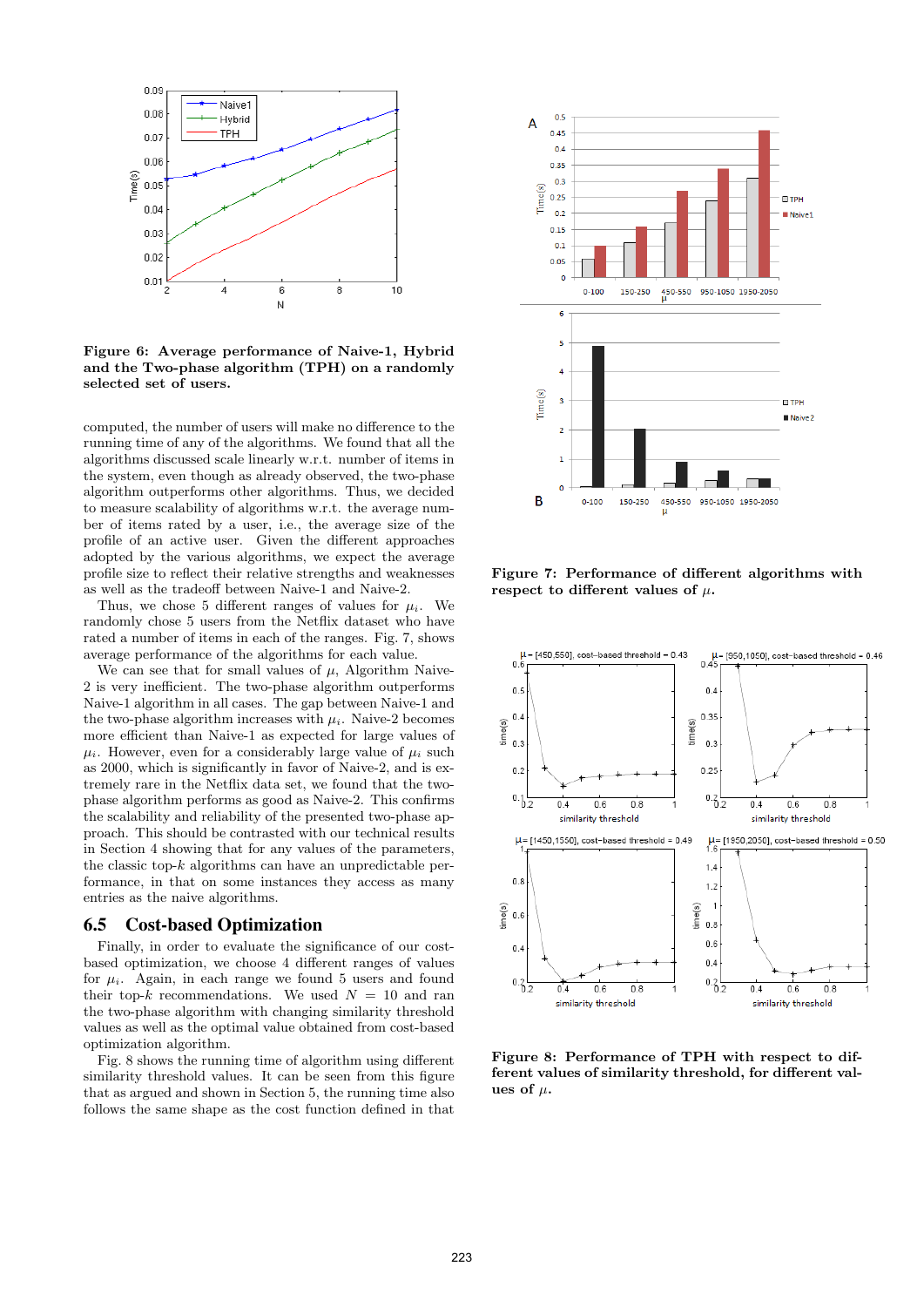**Figure 6: Average performance of Naive-1, Hybrid and the Two-phase algorithm (TPH) on a randomly selected set of users.**

computed, the number of users will make no difference to the running time of any of the algorithms. We found that all the algorithms discussed scale linearly w.r.t. number of items in the system, even though as already observed, the two-phase algorithm outperforms other algorithms. Thus, we decided to measure scalability of algorithms w.r.t. the average number of items rated by a user, i.e., the average size of the profile of an active user. Given the different approaches adopted by the various algorithms, we expect the average profile size to reflect their relative strengths and weaknesses as well as the tradeoff between Naive-1 and Naive-2.

Thus, we chose 5 different ranges of values for $\mu_i$. We randomly chose 5 users from the Netflix dataset who have rated a number of items in each of the ranges. Fig. 7, shows average performance of the algorithms for each value.

We can see that for small values of $\mu$, Algorithm Naive-2 is very inefficient. The two-phase algorithm outperforms Naive-1 algorithm in all cases. The gap between Naive-1 and the two-phase algorithm increases with $\mu_i$. Naive-2 becomes more efficient than Naive-1 as expected for large values of $\mu_i$. However, even for a considerably large value of $\mu_i$ such as 2000, which is significantly in favor of Naive-2, and is extremely rare in the Netflix data set, we found that the two-phase algorithm performs as good as Naive-2. This confirms the scalability and reliability of the presented two-phase approach. This should be contrasted with our technical results in Section 4 showing that for any values of the parameters, the classic top-$k$ algorithms can have an unpredictable performance, in that on some instances they access as many entries as the naive algorithms.

## 6.5 Cost-based Optimization

Finally, in order to evaluate the significance of our cost-based optimization, we choose 4 different ranges of values for $\mu_i$. Again, in each range we found 5 users and found their top-$k$ recommendations. We used $N = 10$ and ran the two-phase algorithm with changing similarity threshold values as well as the optimal value obtained from cost-based optimization algorithm.

Fig. 8 shows the running time of algorithm using different similarity threshold values. It can be seen from this figure that as argued and shown in Section 5, the running time also follows the same shape as the cost function defined in that

**Figure 7: Performance of different algorithms with respect to different values of $\mu$.**

**Figure 8: Performance of TPH with respect to different values of similarity threshold, for different values of $\mu$.**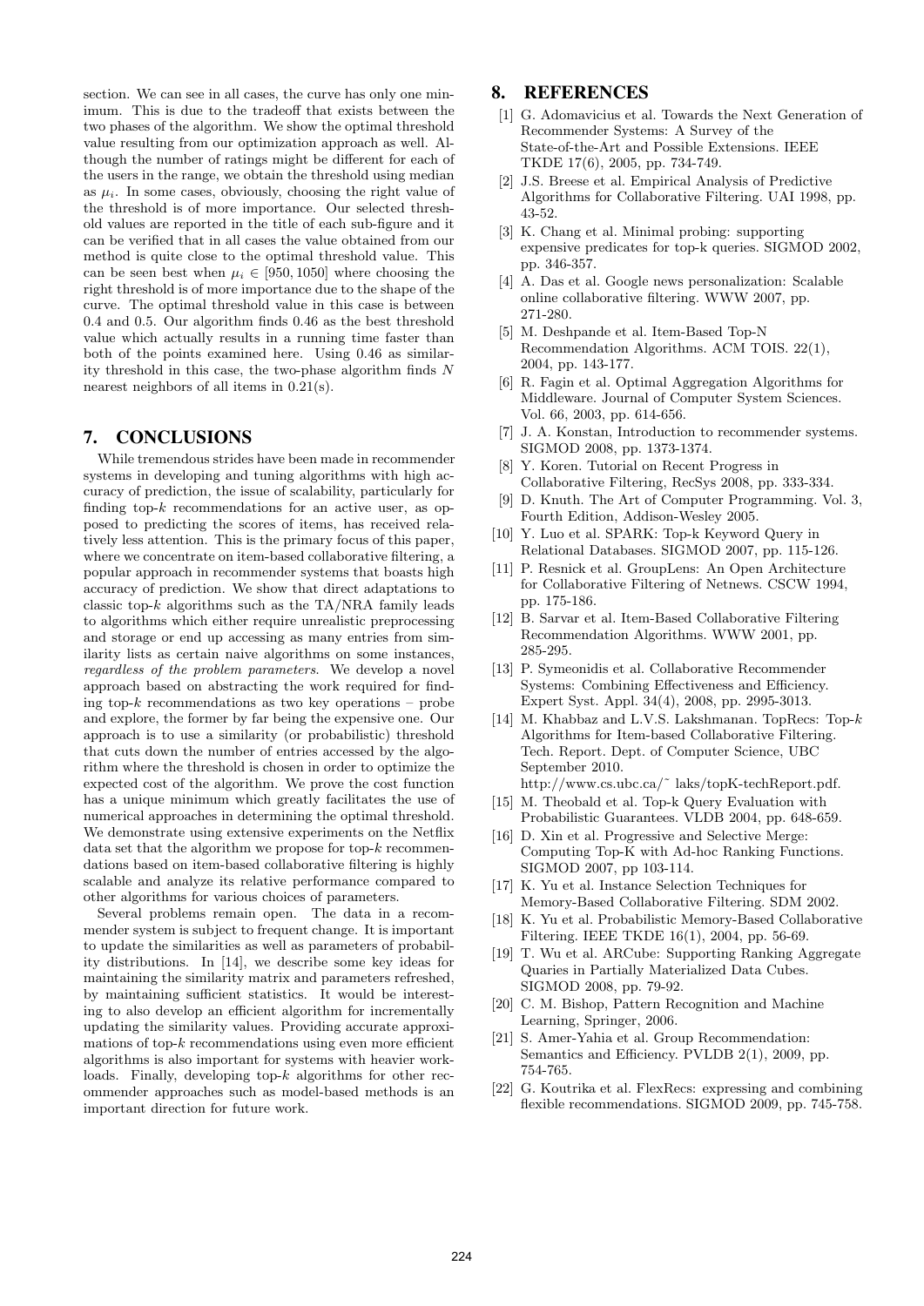section. We can see in all cases, the curve has only one minimum. This is due to the tradeoff that exists between the two phases of the algorithm. We show the optimal threshold value resulting from our optimization approach as well. Although the number of ratings might be different for each of the users in the range, we obtain the threshold using median as $\mu_i$. In some cases, obviously, choosing the right value of the threshold is of more importance. Our selected threshold values are reported in the title of each sub-figure and it can be verified that in all cases the value obtained from our method is quite close to the optimal threshold value. This can be seen best when $\mu_i \in [950, 1050]$ where choosing the right threshold is of more importance due to the shape of the curve. The optimal threshold value in this case is between 0.4 and 0.5. Our algorithm finds 0.46 as the best threshold value which actually results in a running time faster than both of the points examined here. Using 0.46 as similarity threshold in this case, the two-phase algorithm finds $N$ nearest neighbors of all items in 0.21(s).

## 7. CONCLUSIONS

While tremendous strides have been made in recommender systems in developing and tuning algorithms with high accuracy of prediction, the issue of scalability, particularly for finding top-$k$ recommendations for an active user, as opposed to predicting the scores of items, has received relatively less attention. This is the primary focus of this paper, where we concentrate on item-based collaborative filtering, a popular approach in recommender systems that boasts high accuracy of prediction. We show that direct adaptations to classic top-$k$ algorithms such as the TA/NRA family leads to algorithms which either require unrealistic preprocessing and storage or end up accessing as many entries from similarity lists as certain naive algorithms on some instances, *regardless of the problem parameters*. We develop a novel approach based on abstracting the work required for finding top-$k$ recommendations as two key operations – probe and explore, the former by far being the expensive one. Our approach is to use a similarity (or probabilistic) threshold that cuts down the number of entries accessed by the algorithm where the threshold is chosen in order to optimize the expected cost of the algorithm. We prove the cost function has a unique minimum which greatly facilitates the use of numerical approaches in determining the optimal threshold. We demonstrate using extensive experiments on the Netflix data set that the algorithm we propose for top-$k$ recommendations based on item-based collaborative filtering is highly scalable and analyze its relative performance compared to other algorithms for various choices of parameters.

Several problems remain open. The data in a recommender system is subject to frequent change. It is important to update the similarities as well as parameters of probability distributions. In [14], we describe some key ideas for maintaining the similarity matrix and parameters refreshed, by maintaining sufficient statistics. It would be interesting to also develop an efficient algorithm for incrementally updating the similarity values. Providing accurate approximations of top-$k$ recommendations using even more efficient algorithms is also important for systems with heavier workloads. Finally, developing top-$k$ algorithms for other recommender approaches such as model-based methods is an important direction for future work.

## 8. REFERENCES

[1] G. Adomavicius et al. Towards the Next Generation of Recommender Systems: A Survey of the State-of-the-Art and Possible Extensions. IEEE TKDE 17(6), 2005, pp. 734-749.

[2] J.S. Breese et al. Empirical Analysis of Predictive Algorithms for Collaborative Filtering. UAI 1998, pp. 43-52.

[3] K. Chang et al. Minimal probing: supporting expensive predicates for top-k queries. SIGMOD 2002, pp. 346-357.

[4] A. Das et al. Google news personalization: Scalable online collaborative filtering. WWW 2007, pp. 271-280.

[5] M. Deshpande et al. Item-Based Top-N Recommendation Algorithms. ACM TOIS. 22(1), 2004, pp. 143-177.

[6] R. Fagin et al. Optimal Aggregation Algorithms for Middleware. Journal of Computer System Sciences. Vol. 66, 2003, pp. 614-656.

[7] J. A. Konstan, Introduction to recommender systems. SIGMOD 2008, pp. 1373-1374.

[8] Y. Koren. Tutorial on Recent Progress in Collaborative Filtering, RecSys 2008, pp. 333-334.

[9] D. Knuth. The Art of Computer Programming. Vol. 3, Fourth Edition, Addison-Wesley 2005.

[10] Y. Luo et al. SPARK: Top-k Keyword Query in Relational Databases. SIGMOD 2007, pp. 115-126.

[11] P. Resnick et al. GroupLens: An Open Architecture for Collaborative Filtering of Netnews. CSCW 1994, pp. 175-186.

[12] B. Sarvar et al. Item-Based Collaborative Filtering Recommendation Algorithms. WWW 2001, pp. 285-295.

[13] P. Symeonidis et al. Collaborative Recommender Systems: Combining Effectiveness and Efficiency. Expert Syst. Appl. 34(4), 2008, pp. 2995-3013.

[14] M. Khabbaz and L.V.S. Lakshmanan. TopRecs: Top-$k$ Algorithms for Item-based Collaborative Filtering. Tech. Report. Dept. of Computer Science, UBC September 2010. http://www.cs.ubc.ca/~ laks/topK-techReport.pdf.

[15] M. Theobald et al. Top-k Query Evaluation with Probabilistic Guarantees. VLDB 2004, pp. 648-659.

[16] D. Xin et al. Progressive and Selective Merge: Computing Top-K with Ad-hoc Ranking Functions. SIGMOD 2007, pp 103-114.

[17] K. Yu et al. Instance Selection Techniques for Memory-Based Collaborative Filtering. SDM 2002.

[18] K. Yu et al. Probabilistic Memory-Based Collaborative Filtering. IEEE TKDE 16(1), 2004, pp. 56-69.

[19] T. Wu et al. ARCube: Supporting Ranking Aggregate Quaries in Partially Materialized Data Cubes. SIGMOD 2008, pp. 79-92.

[20] C. M. Bishop, Pattern Recognition and Machine Learning, Springer, 2006.

[21] S. Amer-Yahia et al. Group Recommendation: Semantics and Efficiency. PVLDB 2(1), 2009, pp. 754-765.

[22] G. Koutrika et al. FlexRecs: expressing and combining flexible recommendations. SIGMOD 2009, pp. 745-758.